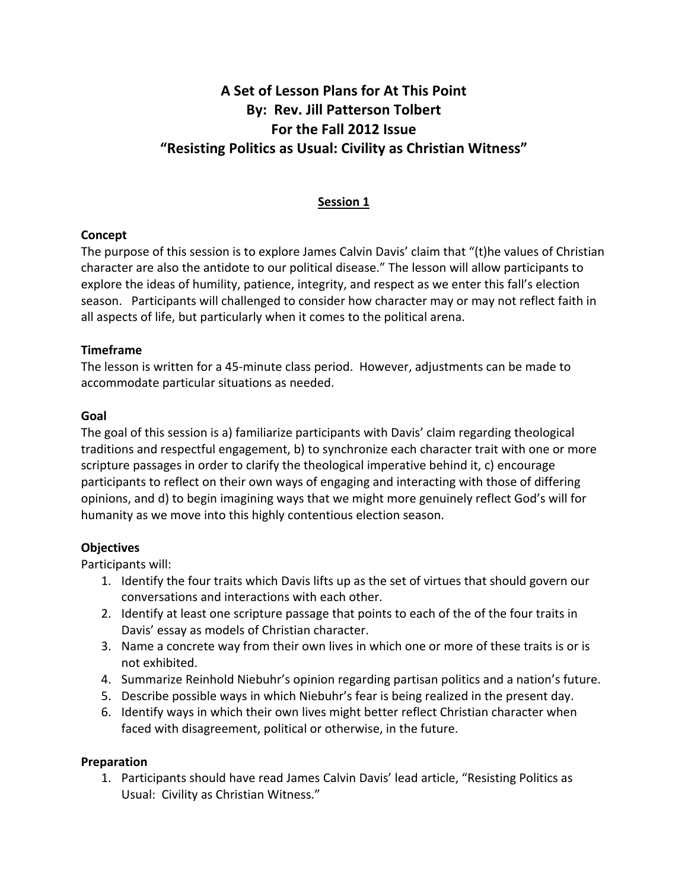# A Set of Lesson Plans for At This Point
# By: Rev. Jill Patterson Tolbert
# For the Fall 2012 Issue
# "Resisting Politics as Usual: Civility as Christian Witness"

## Session 1

### Concept

The purpose of this session is to explore James Calvin Davis' claim that "(t)he values of Christian character are also the antidote to our political disease." The lesson will allow participants to explore the ideas of humility, patience, integrity, and respect as we enter this fall's election season. Participants will challenged to consider how character may or may not reflect faith in all aspects of life, but particularly when it comes to the political arena.

### Timeframe

The lesson is written for a 45-minute class period. However, adjustments can be made to accommodate particular situations as needed.

### Goal

The goal of this session is a) familiarize participants with Davis' claim regarding theological traditions and respectful engagement, b) to synchronize each character trait with one or more scripture passages in order to clarify the theological imperative behind it, c) encourage participants to reflect on their own ways of engaging and interacting with those of differing opinions, and d) to begin imagining ways that we might more genuinely reflect God's will for humanity as we move into this highly contentious election season.

### Objectives

Participants will:

1. Identify the four traits which Davis lifts up as the set of virtues that should govern our conversations and interactions with each other.
2. Identify at least one scripture passage that points to each of the of the four traits in Davis' essay as models of Christian character.
3. Name a concrete way from their own lives in which one or more of these traits is or is not exhibited.
4. Summarize Reinhold Niebuhr's opinion regarding partisan politics and a nation's future.
5. Describe possible ways in which Niebuhr's fear is being realized in the present day.
6. Identify ways in which their own lives might better reflect Christian character when faced with disagreement, political or otherwise, in the future.

### Preparation

1. Participants should have read James Calvin Davis' lead article, "Resisting Politics as Usual: Civility as Christian Witness."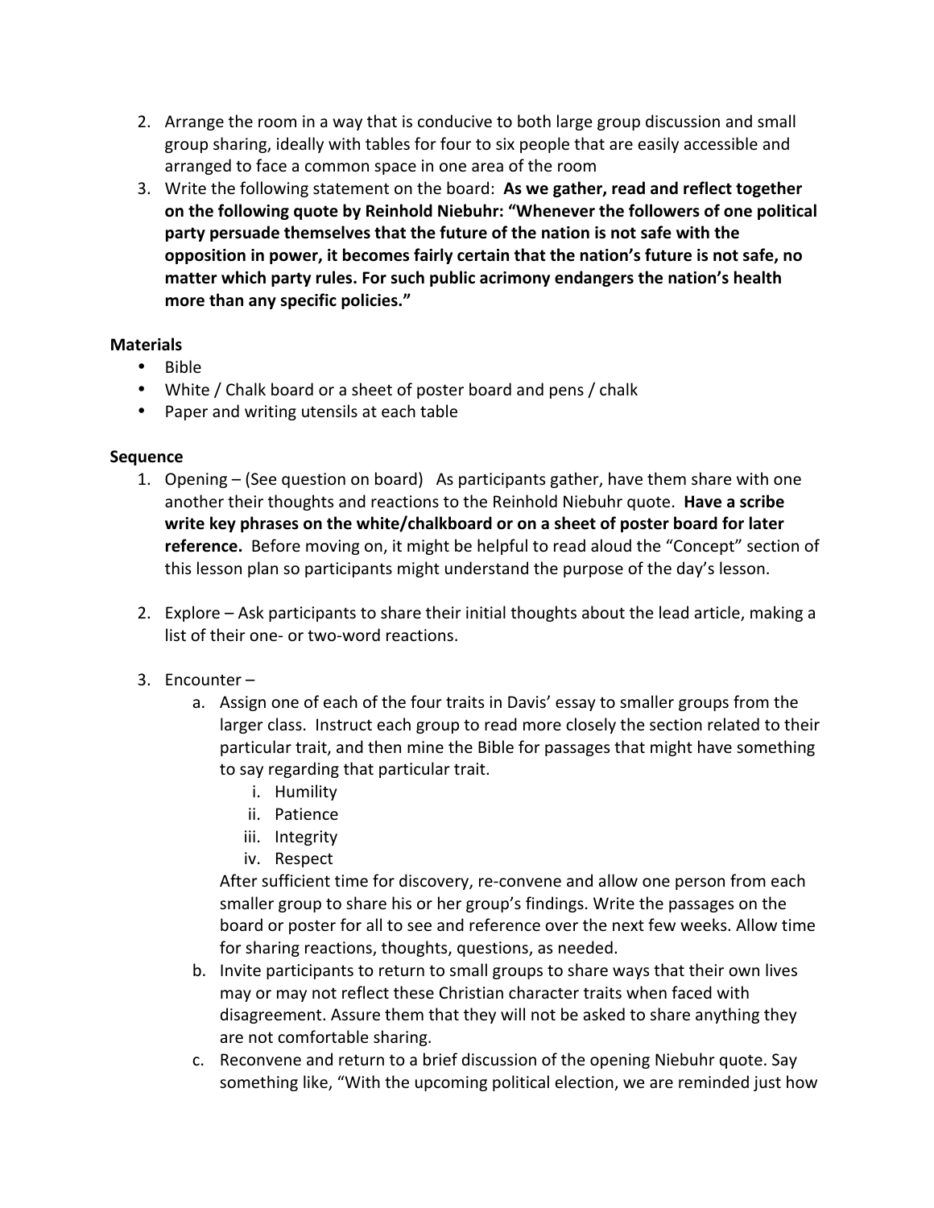2. Arrange the room in a way that is conducive to both large group discussion and small group sharing, ideally with tables for four to six people that are easily accessible and arranged to face a common space in one area of the room
3. Write the following statement on the board: **As we gather, read and reflect together on the following quote by Reinhold Niebuhr: "Whenever the followers of one political party persuade themselves that the future of the nation is not safe with the opposition in power, it becomes fairly certain that the nation's future is not safe, no matter which party rules. For such public acrimony endangers the nation's health more than any specific policies."**

**Materials**

- Bible
- White / Chalk board or a sheet of poster board and pens / chalk
- Paper and writing utensils at each table

**Sequence**

1. Opening – (See question on board) As participants gather, have them share with one another their thoughts and reactions to the Reinhold Niebuhr quote. **Have a scribe write key phrases on the white/chalkboard or on a sheet of poster board for later reference.** Before moving on, it might be helpful to read aloud the "Concept" section of this lesson plan so participants might understand the purpose of the day's lesson.

2. Explore – Ask participants to share their initial thoughts about the lead article, making a list of their one- or two-word reactions.

3. Encounter –
   a. Assign one of each of the four traits in Davis' essay to smaller groups from the larger class. Instruct each group to read more closely the section related to their particular trait, and then mine the Bible for passages that might have something to say regarding that particular trait.
      i. Humility
      ii. Patience
      iii. Integrity
      iv. Respect

      After sufficient time for discovery, re-convene and allow one person from each smaller group to share his or her group's findings. Write the passages on the board or poster for all to see and reference over the next few weeks. Allow time for sharing reactions, thoughts, questions, as needed.
   b. Invite participants to return to small groups to share ways that their own lives may or may not reflect these Christian character traits when faced with disagreement. Assure them that they will not be asked to share anything they are not comfortable sharing.
   c. Reconvene and return to a brief discussion of the opening Niebuhr quote. Say something like, "With the upcoming political election, we are reminded just how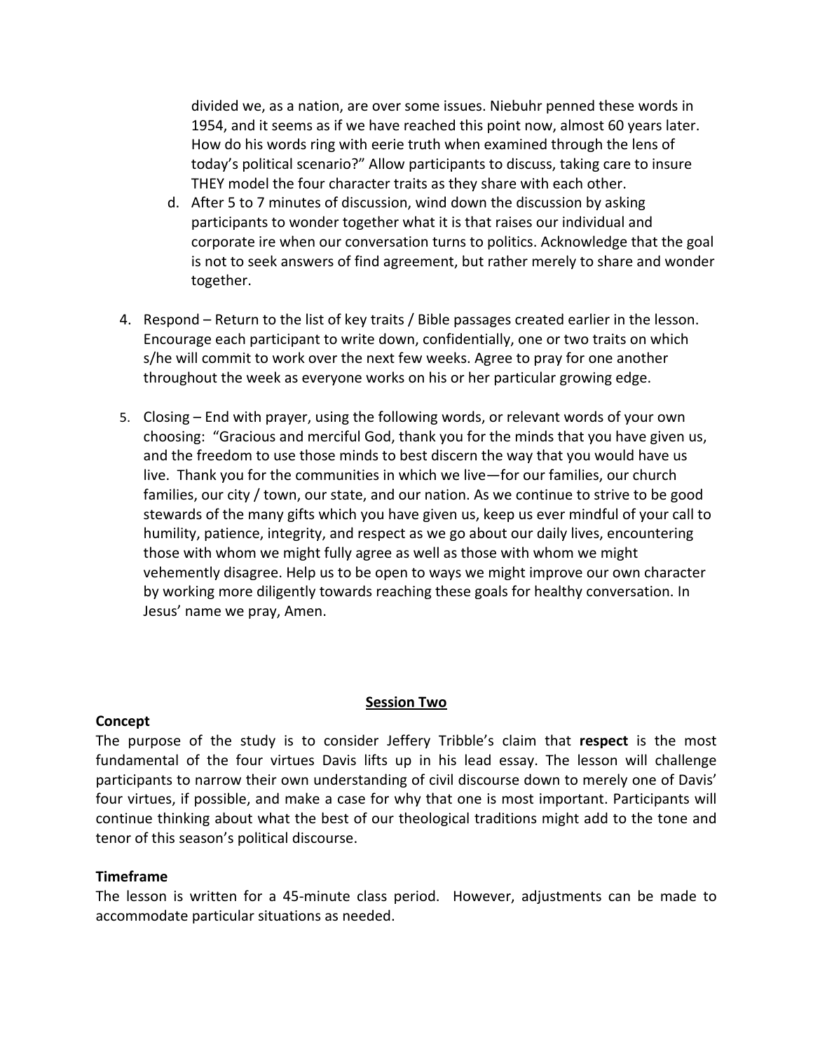divided we, as a nation, are over some issues. Niebuhr penned these words in 1954, and it seems as if we have reached this point now, almost 60 years later. How do his words ring with eerie truth when examined through the lens of today's political scenario?" Allow participants to discuss, taking care to insure THEY model the four character traits as they share with each other.

   d. After 5 to 7 minutes of discussion, wind down the discussion by asking participants to wonder together what it is that raises our individual and corporate ire when our conversation turns to politics. Acknowledge that the goal is not to seek answers of find agreement, but rather merely to share and wonder together.

4. Respond – Return to the list of key traits / Bible passages created earlier in the lesson. Encourage each participant to write down, confidentially, one or two traits on which s/he will commit to work over the next few weeks. Agree to pray for one another throughout the week as everyone works on his or her particular growing edge.

5. Closing – End with prayer, using the following words, or relevant words of your own choosing: "Gracious and merciful God, thank you for the minds that you have given us, and the freedom to use those minds to best discern the way that you would have us live. Thank you for the communities in which we live—for our families, our church families, our city / town, our state, and our nation. As we continue to strive to be good stewards of the many gifts which you have given us, keep us ever mindful of your call to humility, patience, integrity, and respect as we go about our daily lives, encountering those with whom we might fully agree as well as those with whom we might vehemently disagree. Help us to be open to ways we might improve our own character by working more diligently towards reaching these goals for healthy conversation. In Jesus' name we pray, Amen.

## Session Two

### Concept

The purpose of the study is to consider Jeffery Tribble's claim that **respect** is the most fundamental of the four virtues Davis lifts up in his lead essay. The lesson will challenge participants to narrow their own understanding of civil discourse down to merely one of Davis' four virtues, if possible, and make a case for why that one is most important. Participants will continue thinking about what the best of our theological traditions might add to the tone and tenor of this season's political discourse.

### Timeframe

The lesson is written for a 45-minute class period. However, adjustments can be made to accommodate particular situations as needed.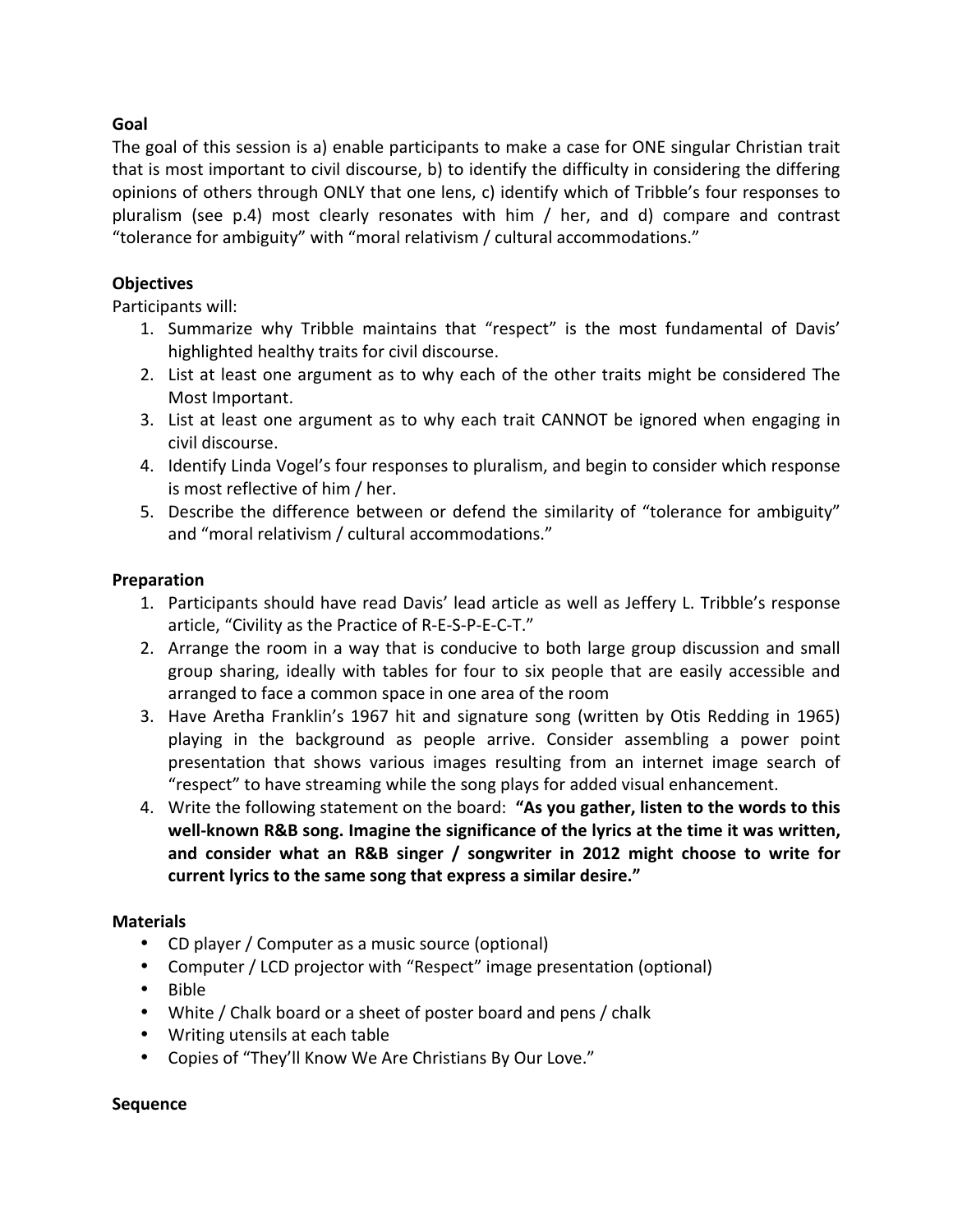### Goal

The goal of this session is a) enable participants to make a case for ONE singular Christian trait that is most important to civil discourse, b) to identify the difficulty in considering the differing opinions of others through ONLY that one lens, c) identify which of Tribble's four responses to pluralism (see p.4) most clearly resonates with him / her, and d) compare and contrast "tolerance for ambiguity" with "moral relativism / cultural accommodations."

### Objectives

Participants will:

1. Summarize why Tribble maintains that "respect" is the most fundamental of Davis' highlighted healthy traits for civil discourse.
2. List at least one argument as to why each of the other traits might be considered The Most Important.
3. List at least one argument as to why each trait CANNOT be ignored when engaging in civil discourse.
4. Identify Linda Vogel's four responses to pluralism, and begin to consider which response is most reflective of him / her.
5. Describe the difference between or defend the similarity of "tolerance for ambiguity" and "moral relativism / cultural accommodations."

### Preparation

1. Participants should have read Davis' lead article as well as Jeffery L. Tribble's response article, "Civility as the Practice of R-E-S-P-E-C-T."
2. Arrange the room in a way that is conducive to both large group discussion and small group sharing, ideally with tables for four to six people that are easily accessible and arranged to face a common space in one area of the room
3. Have Aretha Franklin's 1967 hit and signature song (written by Otis Redding in 1965) playing in the background as people arrive. Consider assembling a power point presentation that shows various images resulting from an internet image search of "respect" to have streaming while the song plays for added visual enhancement.
4. Write the following statement on the board: **"As you gather, listen to the words to this well-known R&B song. Imagine the significance of the lyrics at the time it was written, and consider what an R&B singer / songwriter in 2012 might choose to write for current lyrics to the same song that express a similar desire."**

### Materials

- CD player / Computer as a music source (optional)
- Computer / LCD projector with "Respect" image presentation (optional)
- Bible
- White / Chalk board or a sheet of poster board and pens / chalk
- Writing utensils at each table
- Copies of "They'll Know We Are Christians By Our Love."

### Sequence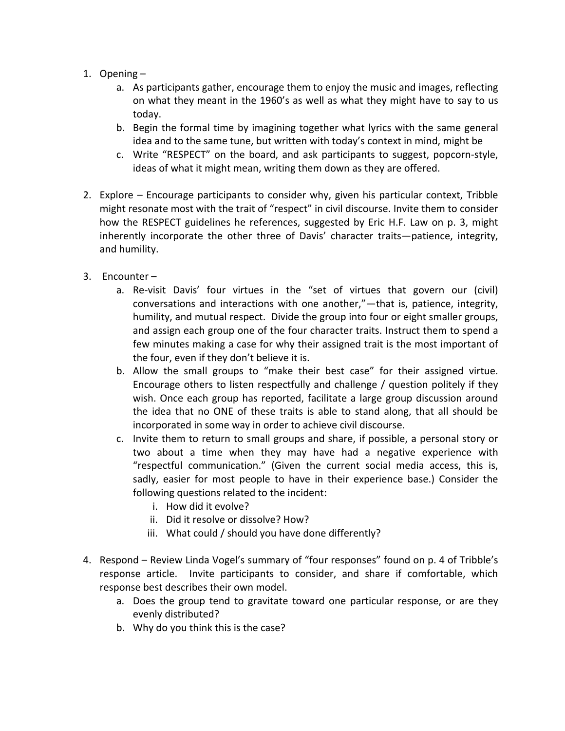1. Opening –
    a. As participants gather, encourage them to enjoy the music and images, reflecting on what they meant in the 1960's as well as what they might have to say to us today.
    b. Begin the formal time by imagining together what lyrics with the same general idea and to the same tune, but written with today's context in mind, might be
    c. Write "RESPECT" on the board, and ask participants to suggest, popcorn-style, ideas of what it might mean, writing them down as they are offered.

2. Explore – Encourage participants to consider why, given his particular context, Tribble might resonate most with the trait of "respect" in civil discourse. Invite them to consider how the RESPECT guidelines he references, suggested by Eric H.F. Law on p. 3, might inherently incorporate the other three of Davis' character traits—patience, integrity, and humility.

3. Encounter –
    a. Re-visit Davis' four virtues in the "set of virtues that govern our (civil) conversations and interactions with one another,"—that is, patience, integrity, humility, and mutual respect. Divide the group into four or eight smaller groups, and assign each group one of the four character traits. Instruct them to spend a few minutes making a case for why their assigned trait is the most important of the four, even if they don't believe it is.
    b. Allow the small groups to "make their best case" for their assigned virtue. Encourage others to listen respectfully and challenge / question politely if they wish. Once each group has reported, facilitate a large group discussion around the idea that no ONE of these traits is able to stand along, that all should be incorporated in some way in order to achieve civil discourse.
    c. Invite them to return to small groups and share, if possible, a personal story or two about a time when they may have had a negative experience with "respectful communication." (Given the current social media access, this is, sadly, easier for most people to have in their experience base.) Consider the following questions related to the incident:
        i. How did it evolve?
        ii. Did it resolve or dissolve? How?
        iii. What could / should you have done differently?

4. Respond – Review Linda Vogel's summary of "four responses" found on p. 4 of Tribble's response article. Invite participants to consider, and share if comfortable, which response best describes their own model.
    a. Does the group tend to gravitate toward one particular response, or are they evenly distributed?
    b. Why do you think this is the case?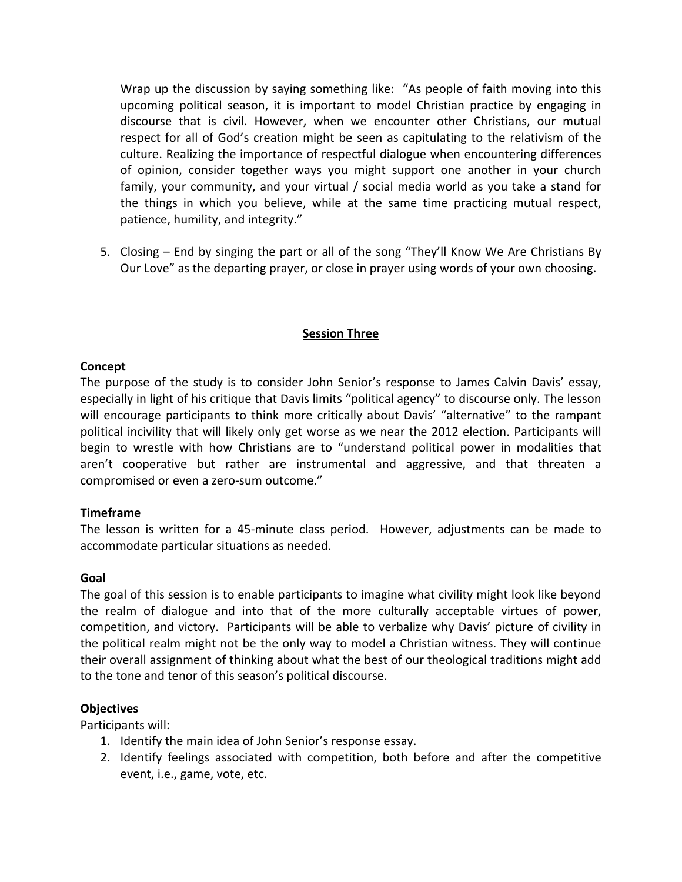Wrap up the discussion by saying something like: "As people of faith moving into this upcoming political season, it is important to model Christian practice by engaging in discourse that is civil. However, when we encounter other Christians, our mutual respect for all of God's creation might be seen as capitulating to the relativism of the culture. Realizing the importance of respectful dialogue when encountering differences of opinion, consider together ways you might support one another in your church family, your community, and your virtual / social media world as you take a stand for the things in which you believe, while at the same time practicing mutual respect, patience, humility, and integrity."

5. Closing – End by singing the part or all of the song "They'll Know We Are Christians By Our Love" as the departing prayer, or close in prayer using words of your own choosing.

## Session Three

**Concept**

The purpose of the study is to consider John Senior's response to James Calvin Davis' essay, especially in light of his critique that Davis limits "political agency" to discourse only. The lesson will encourage participants to think more critically about Davis' "alternative" to the rampant political incivility that will likely only get worse as we near the 2012 election. Participants will begin to wrestle with how Christians are to "understand political power in modalities that aren't cooperative but rather are instrumental and aggressive, and that threaten a compromised or even a zero-sum outcome."

**Timeframe**

The lesson is written for a 45-minute class period. However, adjustments can be made to accommodate particular situations as needed.

**Goal**

The goal of this session is to enable participants to imagine what civility might look like beyond the realm of dialogue and into that of the more culturally acceptable virtues of power, competition, and victory. Participants will be able to verbalize why Davis' picture of civility in the political realm might not be the only way to model a Christian witness. They will continue their overall assignment of thinking about what the best of our theological traditions might add to the tone and tenor of this season's political discourse.

**Objectives**

Participants will:

1. Identify the main idea of John Senior's response essay.
2. Identify feelings associated with competition, both before and after the competitive event, i.e., game, vote, etc.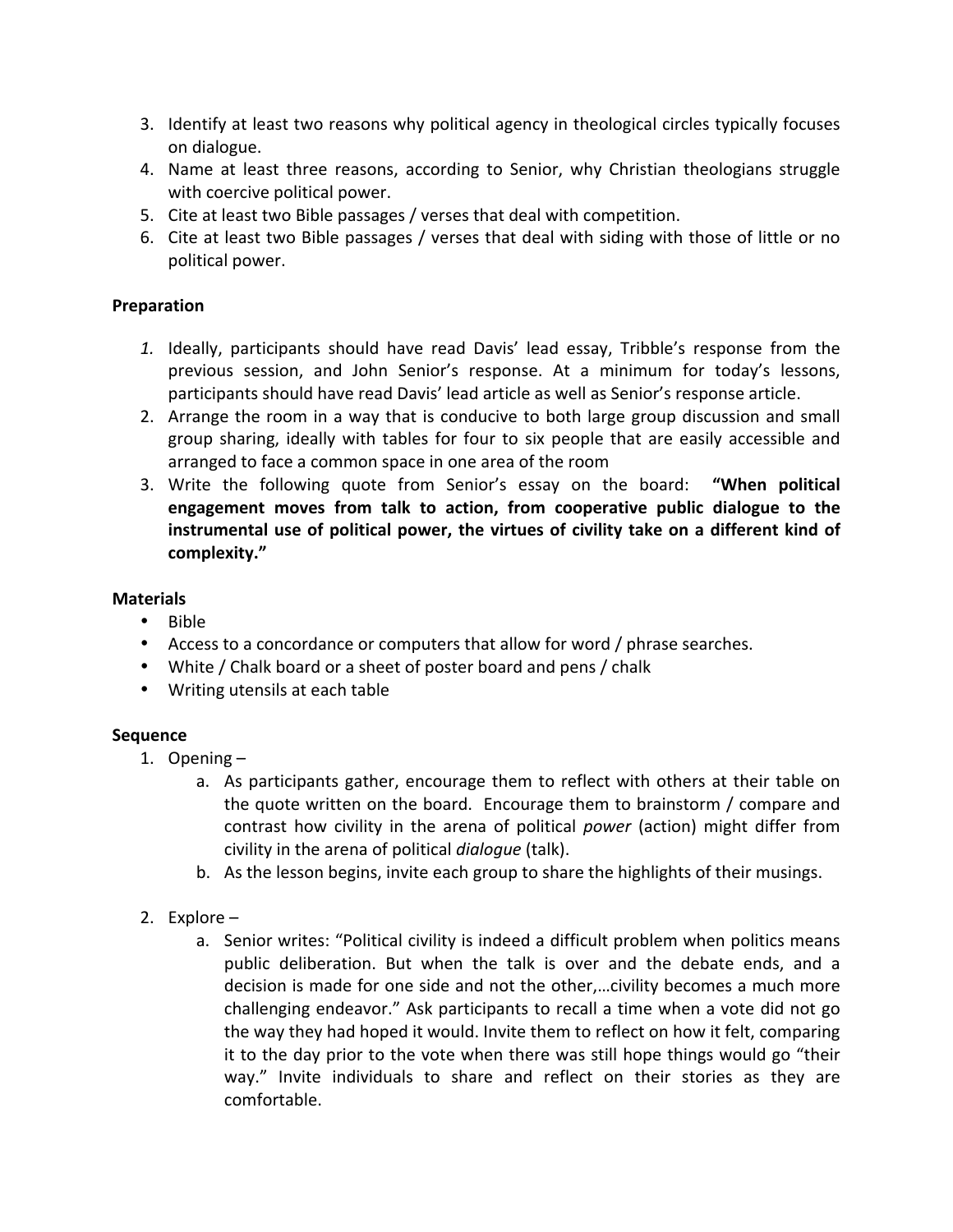3. Identify at least two reasons why political agency in theological circles typically focuses on dialogue.
4. Name at least three reasons, according to Senior, why Christian theologians struggle with coercive political power.
5. Cite at least two Bible passages / verses that deal with competition.
6. Cite at least two Bible passages / verses that deal with siding with those of little or no political power.

**Preparation**

1. Ideally, participants should have read Davis' lead essay, Tribble's response from the previous session, and John Senior's response. At a minimum for today's lessons, participants should have read Davis' lead article as well as Senior's response article.
2. Arrange the room in a way that is conducive to both large group discussion and small group sharing, ideally with tables for four to six people that are easily accessible and arranged to face a common space in one area of the room
3. Write the following quote from Senior's essay on the board: **"When political engagement moves from talk to action, from cooperative public dialogue to the instrumental use of political power, the virtues of civility take on a different kind of complexity."**

**Materials**

- Bible
- Access to a concordance or computers that allow for word / phrase searches.
- White / Chalk board or a sheet of poster board and pens / chalk
- Writing utensils at each table

**Sequence**

1. Opening –
    a. As participants gather, encourage them to reflect with others at their table on the quote written on the board. Encourage them to brainstorm / compare and contrast how civility in the arena of political *power* (action) might differ from civility in the arena of political *dialogue* (talk).
    b. As the lesson begins, invite each group to share the highlights of their musings.

2. Explore –
    a. Senior writes: "Political civility is indeed a difficult problem when politics means public deliberation. But when the talk is over and the debate ends, and a decision is made for one side and not the other,…civility becomes a much more challenging endeavor." Ask participants to recall a time when a vote did not go the way they had hoped it would. Invite them to reflect on how it felt, comparing it to the day prior to the vote when there was still hope things would go "their way." Invite individuals to share and reflect on their stories as they are comfortable.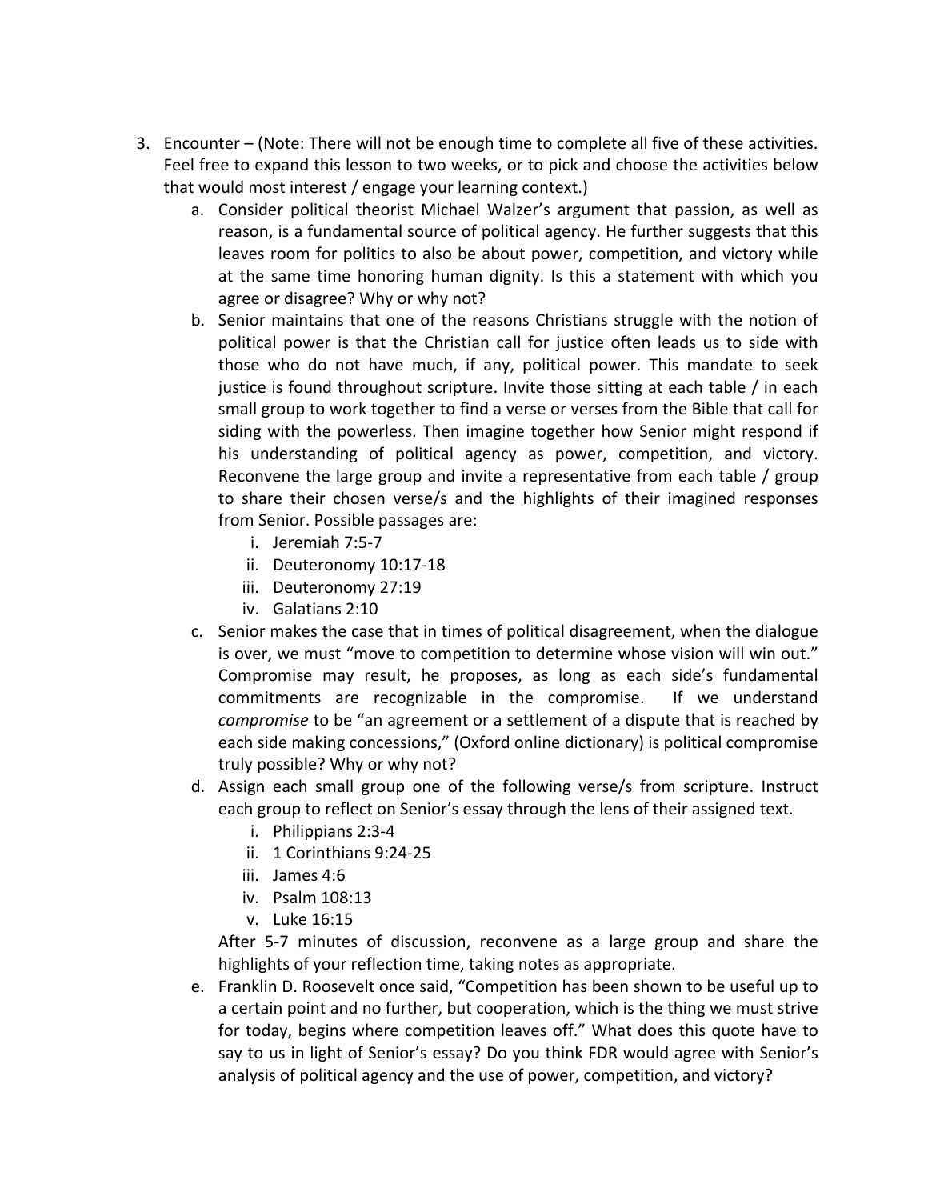3. Encounter – (Note: There will not be enough time to complete all five of these activities. Feel free to expand this lesson to two weeks, or to pick and choose the activities below that would most interest / engage your learning context.)
    a. Consider political theorist Michael Walzer's argument that passion, as well as reason, is a fundamental source of political agency. He further suggests that this leaves room for politics to also be about power, competition, and victory while at the same time honoring human dignity. Is this a statement with which you agree or disagree? Why or why not?
    b. Senior maintains that one of the reasons Christians struggle with the notion of political power is that the Christian call for justice often leads us to side with those who do not have much, if any, political power. This mandate to seek justice is found throughout scripture. Invite those sitting at each table / in each small group to work together to find a verse or verses from the Bible that call for siding with the powerless. Then imagine together how Senior might respond if his understanding of political agency as power, competition, and victory. Reconvene the large group and invite a representative from each table / group to share their chosen verse/s and the highlights of their imagined responses from Senior. Possible passages are:
        i. Jeremiah 7:5-7
        ii. Deuteronomy 10:17-18
        iii. Deuteronomy 27:19
        iv. Galatians 2:10
    c. Senior makes the case that in times of political disagreement, when the dialogue is over, we must "move to competition to determine whose vision will win out." Compromise may result, he proposes, as long as each side's fundamental commitments are recognizable in the compromise. If we understand *compromise* to be "an agreement or a settlement of a dispute that is reached by each side making concessions," (Oxford online dictionary) is political compromise truly possible? Why or why not?
    d. Assign each small group one of the following verse/s from scripture. Instruct each group to reflect on Senior's essay through the lens of their assigned text.
        i. Philippians 2:3-4
        ii. 1 Corinthians 9:24-25
        iii. James 4:6
        iv. Psalm 108:13
        v. Luke 16:15

       After 5-7 minutes of discussion, reconvene as a large group and share the highlights of your reflection time, taking notes as appropriate.
    e. Franklin D. Roosevelt once said, "Competition has been shown to be useful up to a certain point and no further, but cooperation, which is the thing we must strive for today, begins where competition leaves off." What does this quote have to say to us in light of Senior's essay? Do you think FDR would agree with Senior's analysis of political agency and the use of power, competition, and victory?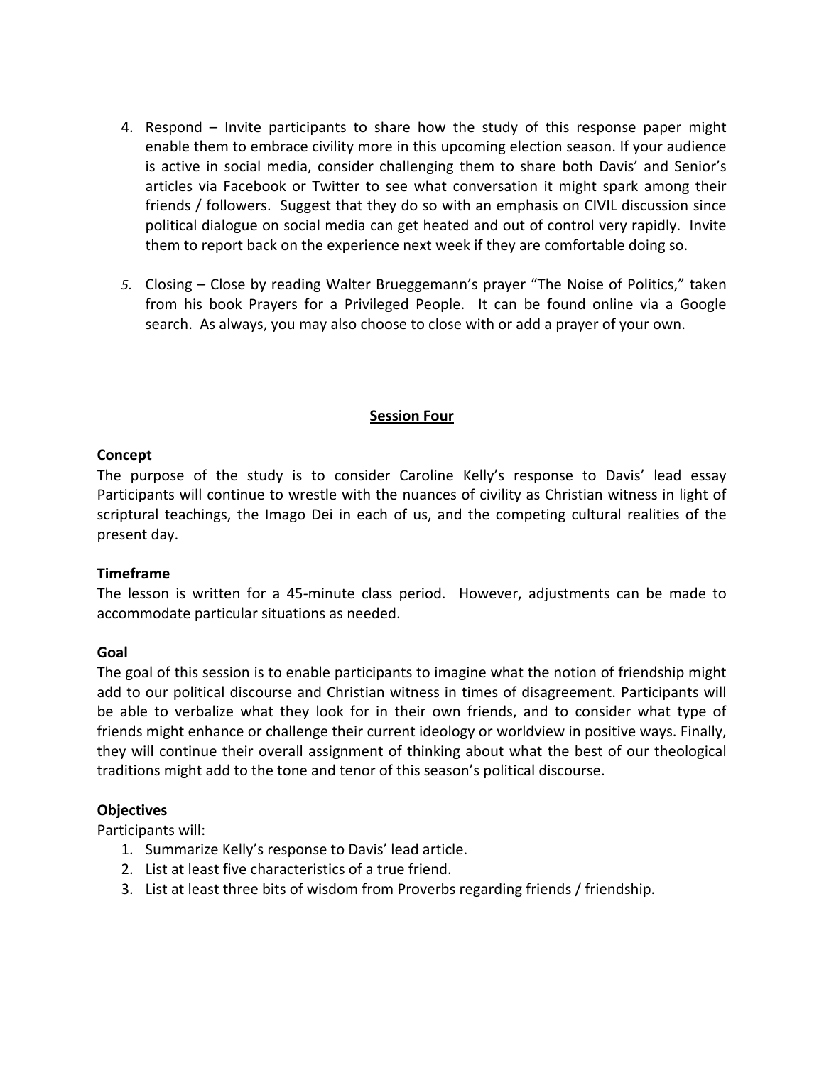4. Respond – Invite participants to share how the study of this response paper might enable them to embrace civility more in this upcoming election season. If your audience is active in social media, consider challenging them to share both Davis' and Senior's articles via Facebook or Twitter to see what conversation it might spark among their friends / followers. Suggest that they do so with an emphasis on CIVIL discussion since political dialogue on social media can get heated and out of control very rapidly. Invite them to report back on the experience next week if they are comfortable doing so.

5. Closing – Close by reading Walter Brueggemann's prayer "The Noise of Politics," taken from his book Prayers for a Privileged People. It can be found online via a Google search. As always, you may also choose to close with or add a prayer of your own.

## Session Four

**Concept**

The purpose of the study is to consider Caroline Kelly's response to Davis' lead essay Participants will continue to wrestle with the nuances of civility as Christian witness in light of scriptural teachings, the Imago Dei in each of us, and the competing cultural realities of the present day.

**Timeframe**

The lesson is written for a 45-minute class period. However, adjustments can be made to accommodate particular situations as needed.

**Goal**

The goal of this session is to enable participants to imagine what the notion of friendship might add to our political discourse and Christian witness in times of disagreement. Participants will be able to verbalize what they look for in their own friends, and to consider what type of friends might enhance or challenge their current ideology or worldview in positive ways. Finally, they will continue their overall assignment of thinking about what the best of our theological traditions might add to the tone and tenor of this season's political discourse.

**Objectives**

Participants will:

1. Summarize Kelly's response to Davis' lead article.
2. List at least five characteristics of a true friend.
3. List at least three bits of wisdom from Proverbs regarding friends / friendship.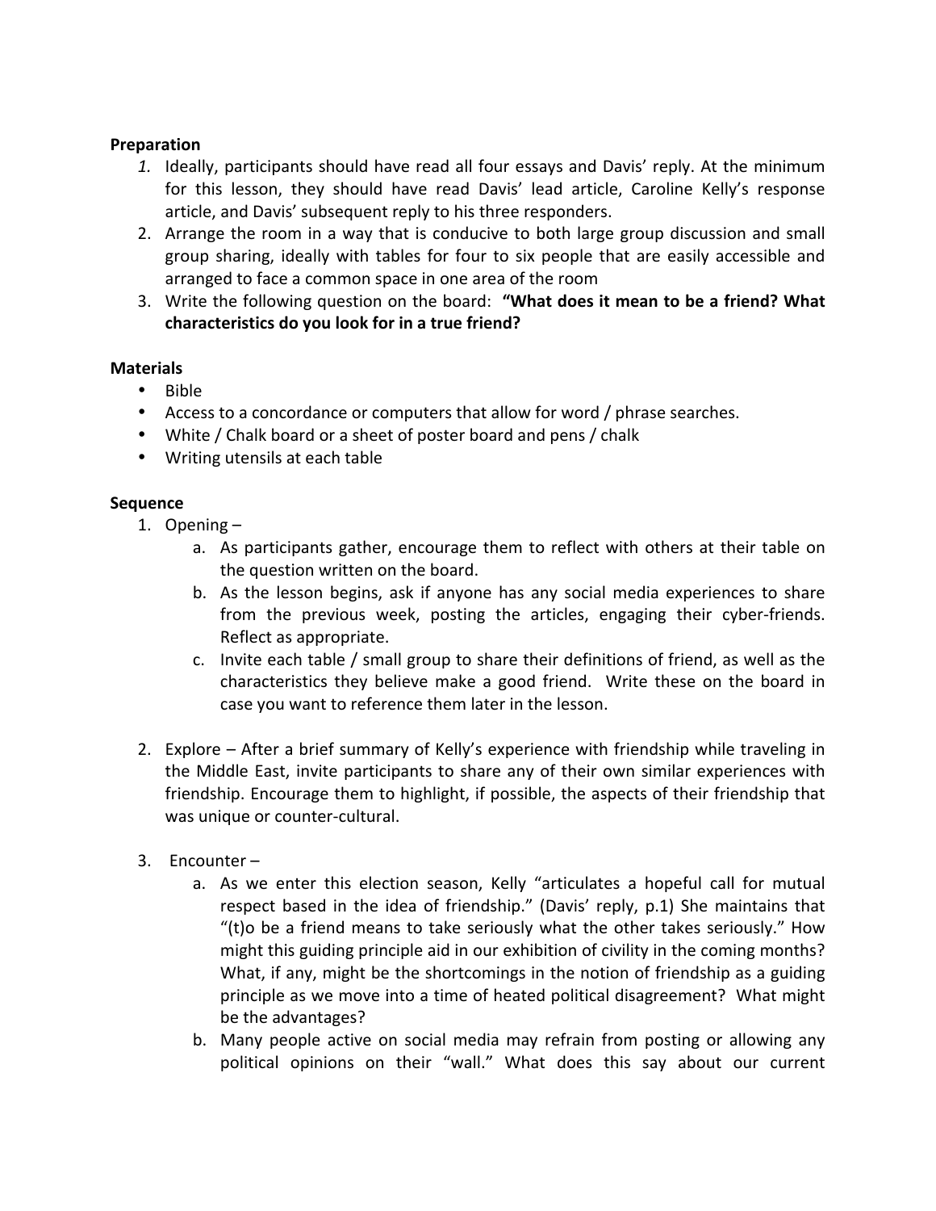**Preparation**

1. *Ideally*, participants should have read all four essays and Davis' reply. At the minimum for this lesson, they should have read Davis' lead article, Caroline Kelly's response article, and Davis' subsequent reply to his three responders.
2. Arrange the room in a way that is conducive to both large group discussion and small group sharing, ideally with tables for four to six people that are easily accessible and arranged to face a common space in one area of the room
3. Write the following question on the board: **"What does it mean to be a friend? What characteristics do you look for in a true friend?**

**Materials**

- Bible
- Access to a concordance or computers that allow for word / phrase searches.
- White / Chalk board or a sheet of poster board and pens / chalk
- Writing utensils at each table

**Sequence**

1. Opening –
   a. As participants gather, encourage them to reflect with others at their table on the question written on the board.
   b. As the lesson begins, ask if anyone has any social media experiences to share from the previous week, posting the articles, engaging their cyber-friends. Reflect as appropriate.
   c. Invite each table / small group to share their definitions of friend, as well as the characteristics they believe make a good friend. Write these on the board in case you want to reference them later in the lesson.

2. Explore – After a brief summary of Kelly's experience with friendship while traveling in the Middle East, invite participants to share any of their own similar experiences with friendship. Encourage them to highlight, if possible, the aspects of their friendship that was unique or counter-cultural.

3. Encounter –
   a. As we enter this election season, Kelly "articulates a hopeful call for mutual respect based in the idea of friendship." (Davis' reply, p.1) She maintains that "(t)o be a friend means to take seriously what the other takes seriously." How might this guiding principle aid in our exhibition of civility in the coming months? What, if any, might be the shortcomings in the notion of friendship as a guiding principle as we move into a time of heated political disagreement? What might be the advantages?
   b. Many people active on social media may refrain from posting or allowing any political opinions on their "wall." What does this say about our current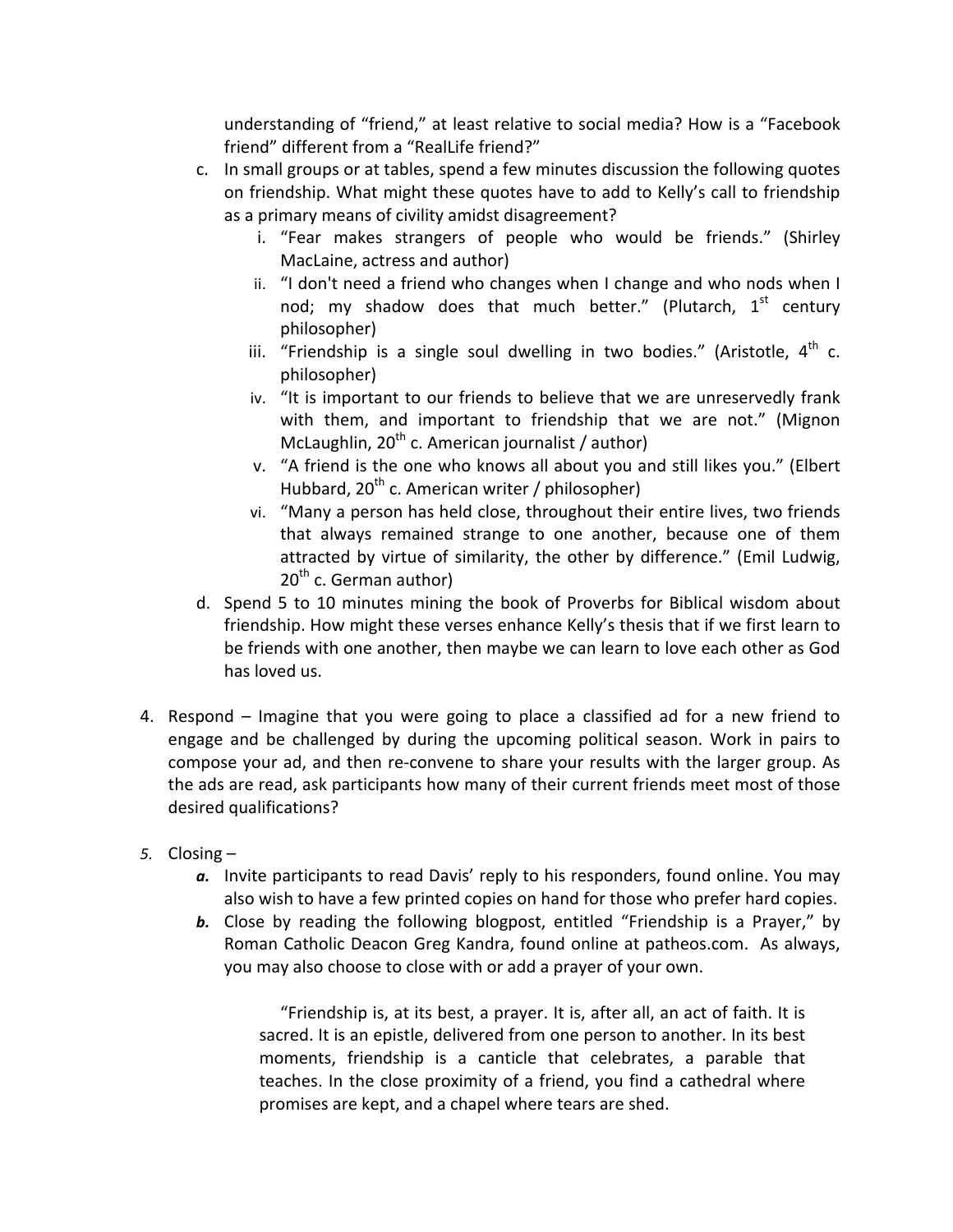understanding of "friend," at least relative to social media? How is a "Facebook friend" different from a "RealLife friend?"

c. In small groups or at tables, spend a few minutes discussion the following quotes on friendship. What might these quotes have to add to Kelly's call to friendship as a primary means of civility amidst disagreement?
   i. "Fear makes strangers of people who would be friends." (Shirley MacLaine, actress and author)
   ii. "I don't need a friend who changes when I change and who nods when I nod; my shadow does that much better." (Plutarch, 1st century philosopher)
   iii. "Friendship is a single soul dwelling in two bodies." (Aristotle, 4th c. philosopher)
   iv. "It is important to our friends to believe that we are unreservedly frank with them, and important to friendship that we are not." (Mignon McLaughlin, 20th c. American journalist / author)
   v. "A friend is the one who knows all about you and still likes you." (Elbert Hubbard, 20th c. American writer / philosopher)
   vi. "Many a person has held close, throughout their entire lives, two friends that always remained strange to one another, because one of them attracted by virtue of similarity, the other by difference." (Emil Ludwig, 20th c. German author)

d. Spend 5 to 10 minutes mining the book of Proverbs for Biblical wisdom about friendship. How might these verses enhance Kelly's thesis that if we first learn to be friends with one another, then maybe we can learn to love each other as God has loved us.

4. Respond – Imagine that you were going to place a classified ad for a new friend to engage and be challenged by during the upcoming political season. Work in pairs to compose your ad, and then re-convene to share your results with the larger group. As the ads are read, ask participants how many of their current friends meet most of those desired qualifications?

5. Closing –
   ***a.*** Invite participants to read Davis' reply to his responders, found online. You may also wish to have a few printed copies on hand for those who prefer hard copies.
   ***b.*** Close by reading the following blogpost, entitled "Friendship is a Prayer," by Roman Catholic Deacon Greg Kandra, found online at patheos.com. As always, you may also choose to close with or add a prayer of your own.

> "Friendship is, at its best, a prayer. It is, after all, an act of faith. It is sacred. It is an epistle, delivered from one person to another. In its best moments, friendship is a canticle that celebrates, a parable that teaches. In the close proximity of a friend, you find a cathedral where promises are kept, and a chapel where tears are shed.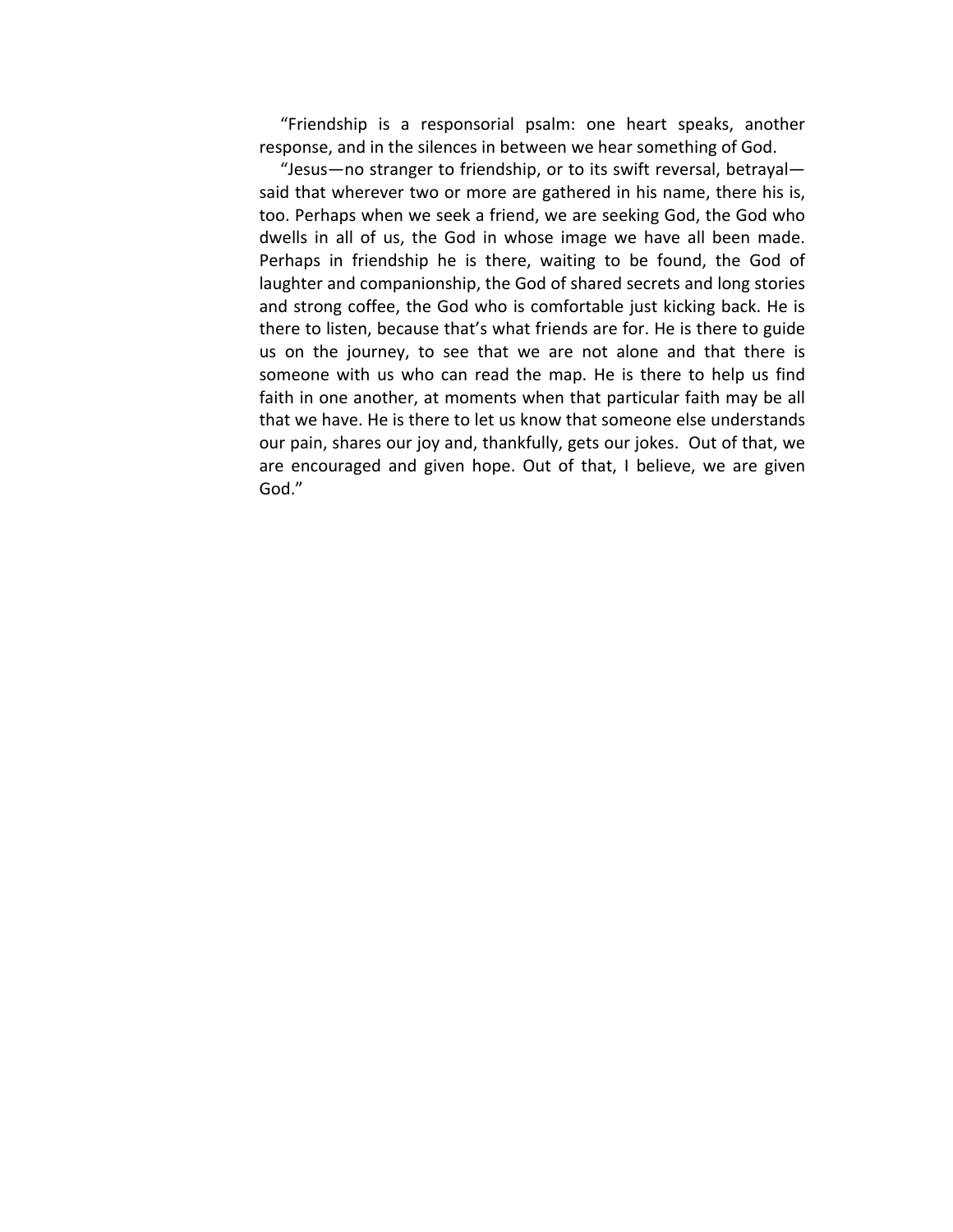"Friendship is a responsorial psalm: one heart speaks, another response, and in the silences in between we hear something of God.

"Jesus—no stranger to friendship, or to its swift reversal, betrayal—said that wherever two or more are gathered in his name, there his is, too. Perhaps when we seek a friend, we are seeking God, the God who dwells in all of us, the God in whose image we have all been made. Perhaps in friendship he is there, waiting to be found, the God of laughter and companionship, the God of shared secrets and long stories and strong coffee, the God who is comfortable just kicking back. He is there to listen, because that's what friends are for. He is there to guide us on the journey, to see that we are not alone and that there is someone with us who can read the map. He is there to help us find faith in one another, at moments when that particular faith may be all that we have. He is there to let us know that someone else understands our pain, shares our joy and, thankfully, gets our jokes. Out of that, we are encouraged and given hope. Out of that, I believe, we are given God."